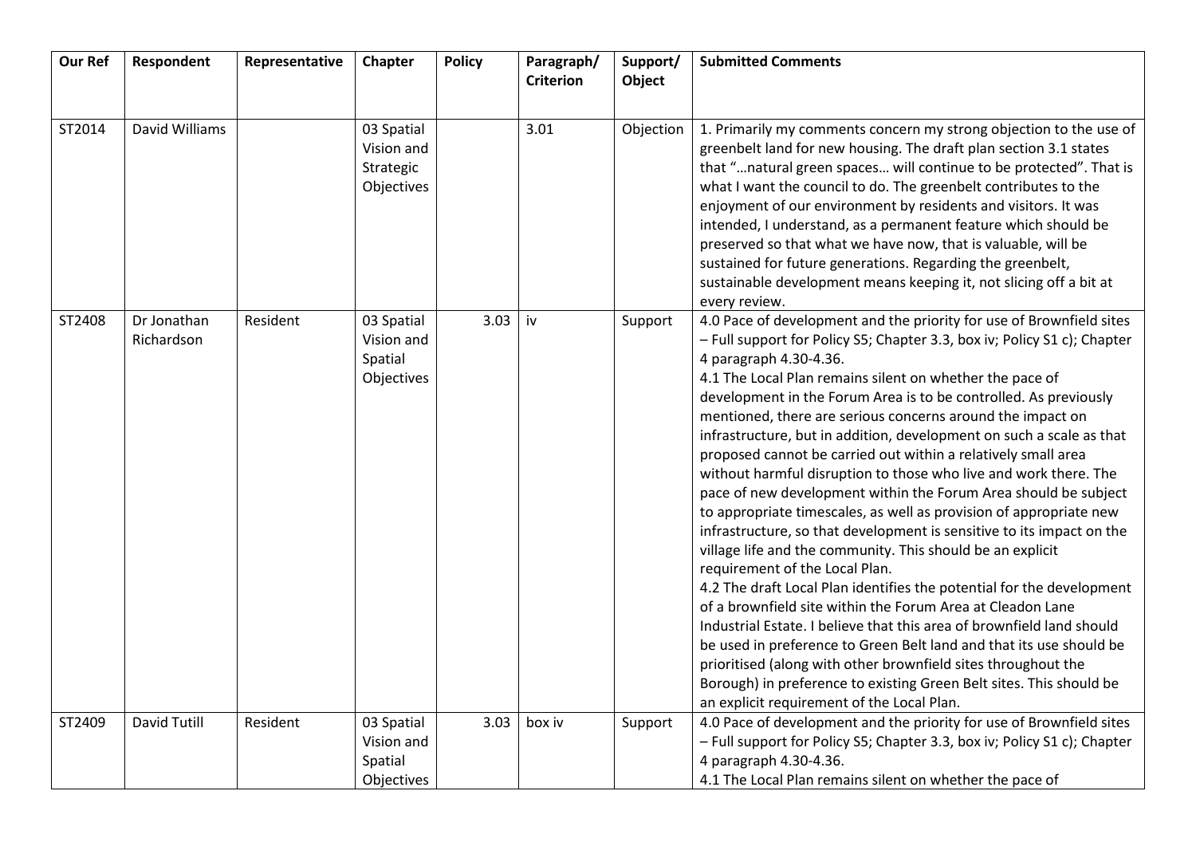| Our Ref | Respondent | Representative | Chapter | Policy | Paragraph/ Criterion | Support/ Object | Submitted Comments |
|---|---|---|---|---|---|---|---|
| ST2014 | David Williams | | 03 Spatial Vision and Strategic Objectives | | 3.01 | Objection | 1. Primarily my comments concern my strong objection to the use of greenbelt land for new housing. The draft plan section 3.1 states that "…natural green spaces… will continue to be protected". That is what I want the council to do. The greenbelt contributes to the enjoyment of our environment by residents and visitors. It was intended, I understand, as a permanent feature which should be preserved so that what we have now, that is valuable, will be sustained for future generations. Regarding the greenbelt, sustainable development means keeping it, not slicing off a bit at every review. |
| ST2408 | Dr Jonathan Richardson | Resident | 03 Spatial Vision and Spatial Objectives | 3.03 | iv | Support | 4.0 Pace of development and the priority for use of Brownfield sites – Full support for Policy S5; Chapter 3.3, box iv; Policy S1 c); Chapter 4 paragraph 4.30-4.36.<br>4.1 The Local Plan remains silent on whether the pace of development in the Forum Area is to be controlled. As previously mentioned, there are serious concerns around the impact on infrastructure, but in addition, development on such a scale as that proposed cannot be carried out within a relatively small area without harmful disruption to those who live and work there. The pace of new development within the Forum Area should be subject to appropriate timescales, as well as provision of appropriate new infrastructure, so that development is sensitive to its impact on the village life and the community. This should be an explicit requirement of the Local Plan.<br>4.2 The draft Local Plan identifies the potential for the development of a brownfield site within the Forum Area at Cleadon Lane Industrial Estate. I believe that this area of brownfield land should be used in preference to Green Belt land and that its use should be prioritised (along with other brownfield sites throughout the Borough) in preference to existing Green Belt sites. This should be an explicit requirement of the Local Plan. |
| ST2409 | David Tutill | Resident | 03 Spatial Vision and Spatial Objectives | 3.03 | box iv | Support | 4.0 Pace of development and the priority for use of Brownfield sites – Full support for Policy S5; Chapter 3.3, box iv; Policy S1 c); Chapter 4 paragraph 4.30-4.36.<br>4.1 The Local Plan remains silent on whether the pace of |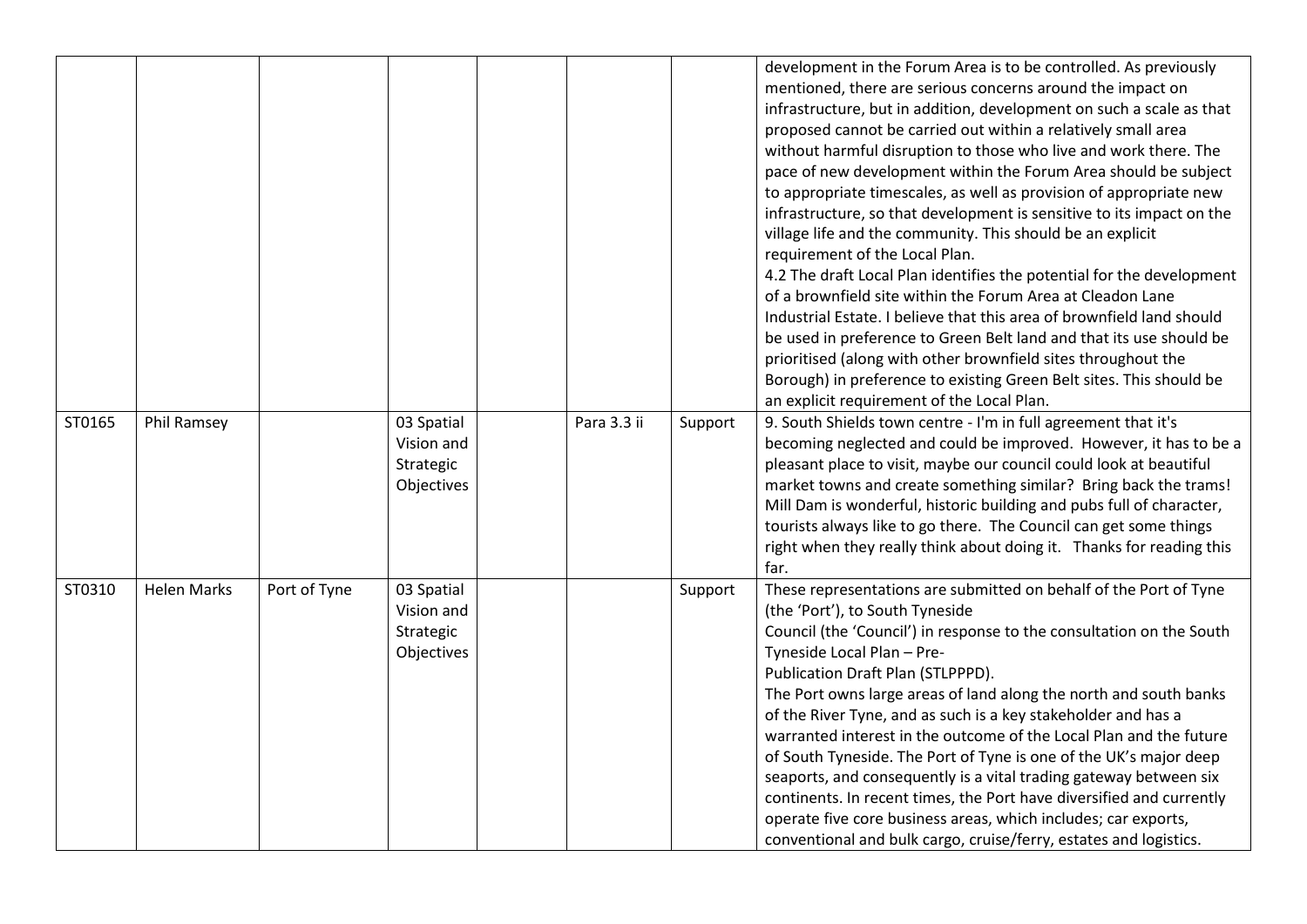| | | | | | | | |
|---|---|---|---|---|---|---|---|
| | | | | | | | development in the Forum Area is to be controlled. As previously mentioned, there are serious concerns around the impact on infrastructure, but in addition, development on such a scale as that proposed cannot be carried out within a relatively small area without harmful disruption to those who live and work there. The pace of new development within the Forum Area should be subject to appropriate timescales, as well as provision of appropriate new infrastructure, so that development is sensitive to its impact on the village life and the community. This should be an explicit requirement of the Local Plan.<br>4.2 The draft Local Plan identifies the potential for the development of a brownfield site within the Forum Area at Cleadon Lane Industrial Estate. I believe that this area of brownfield land should be used in preference to Green Belt land and that its use should be prioritised (along with other brownfield sites throughout the Borough) in preference to existing Green Belt sites. This should be an explicit requirement of the Local Plan. |
| ST0165 | Phil Ramsey | | 03 Spatial Vision and Strategic Objectives | | Para 3.3 ii | Support | 9. South Shields town centre - I'm in full agreement that it's becoming neglected and could be improved. However, it has to be a pleasant place to visit, maybe our council could look at beautiful market towns and create something similar? Bring back the trams! Mill Dam is wonderful, historic building and pubs full of character, tourists always like to go there. The Council can get some things right when they really think about doing it. Thanks for reading this far. |
| ST0310 | Helen Marks | Port of Tyne | 03 Spatial Vision and Strategic Objectives | | | Support | These representations are submitted on behalf of the Port of Tyne (the 'Port'), to South Tyneside Council (the 'Council') in response to the consultation on the South Tyneside Local Plan – Pre-Publication Draft Plan (STLPPPD).<br>The Port owns large areas of land along the north and south banks of the River Tyne, and as such is a key stakeholder and has a warranted interest in the outcome of the Local Plan and the future of South Tyneside. The Port of Tyne is one of the UK's major deep seaports, and consequently is a vital trading gateway between six continents. In recent times, the Port have diversified and currently operate five core business areas, which includes; car exports, conventional and bulk cargo, cruise/ferry, estates and logistics. |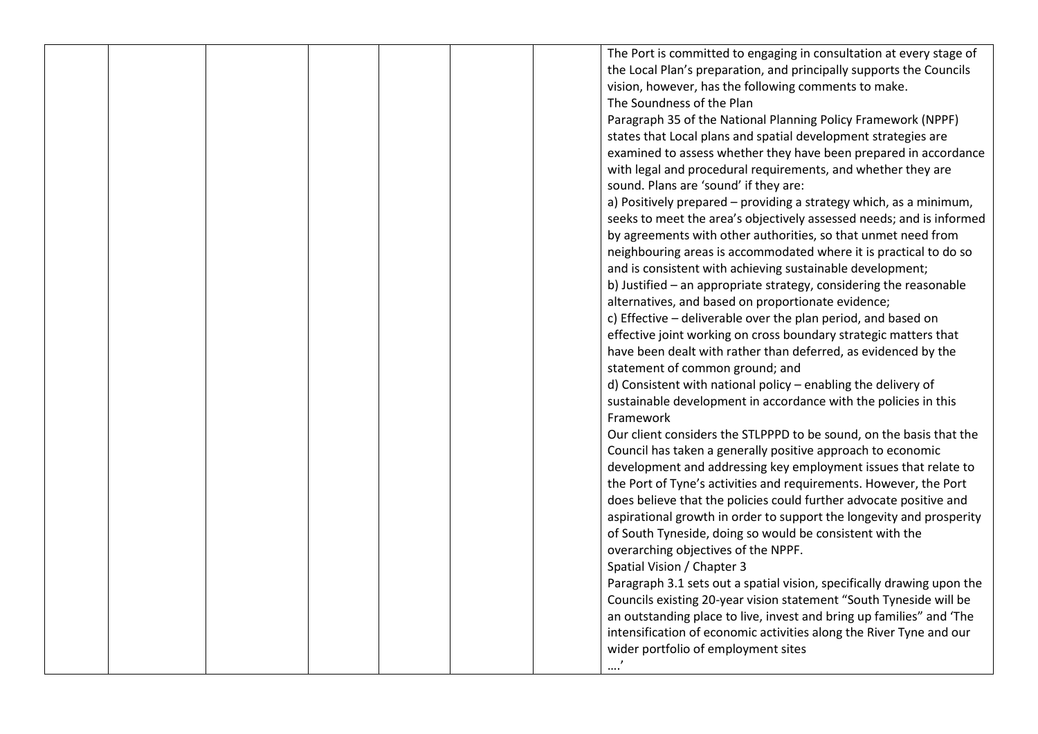|  |  |  |  |  |  |  | The Port is committed to engaging in consultation at every stage of the Local Plan's preparation, and principally supports the Councils vision, however, has the following comments to make.<br>The Soundness of the Plan<br>Paragraph 35 of the National Planning Policy Framework (NPPF) states that Local plans and spatial development strategies are examined to assess whether they have been prepared in accordance with legal and procedural requirements, and whether they are sound. Plans are 'sound' if they are:<br>a) Positively prepared – providing a strategy which, as a minimum, seeks to meet the area's objectively assessed needs; and is informed by agreements with other authorities, so that unmet need from neighbouring areas is accommodated where it is practical to do so and is consistent with achieving sustainable development;<br>b) Justified – an appropriate strategy, considering the reasonable alternatives, and based on proportionate evidence;<br>c) Effective – deliverable over the plan period, and based on effective joint working on cross boundary strategic matters that have been dealt with rather than deferred, as evidenced by the statement of common ground; and<br>d) Consistent with national policy – enabling the delivery of sustainable development in accordance with the policies in this Framework<br>Our client considers the STLPPPD to be sound, on the basis that the Council has taken a generally positive approach to economic development and addressing key employment issues that relate to the Port of Tyne's activities and requirements. However, the Port does believe that the policies could further advocate positive and aspirational growth in order to support the longevity and prosperity of South Tyneside, doing so would be consistent with the overarching objectives of the NPPF.<br>Spatial Vision / Chapter 3<br>Paragraph 3.1 sets out a spatial vision, specifically drawing upon the Councils existing 20-year vision statement "South Tyneside will be an outstanding place to live, invest and bring up families" and 'The intensification of economic activities along the River Tyne and our wider portfolio of employment sites<br>….' |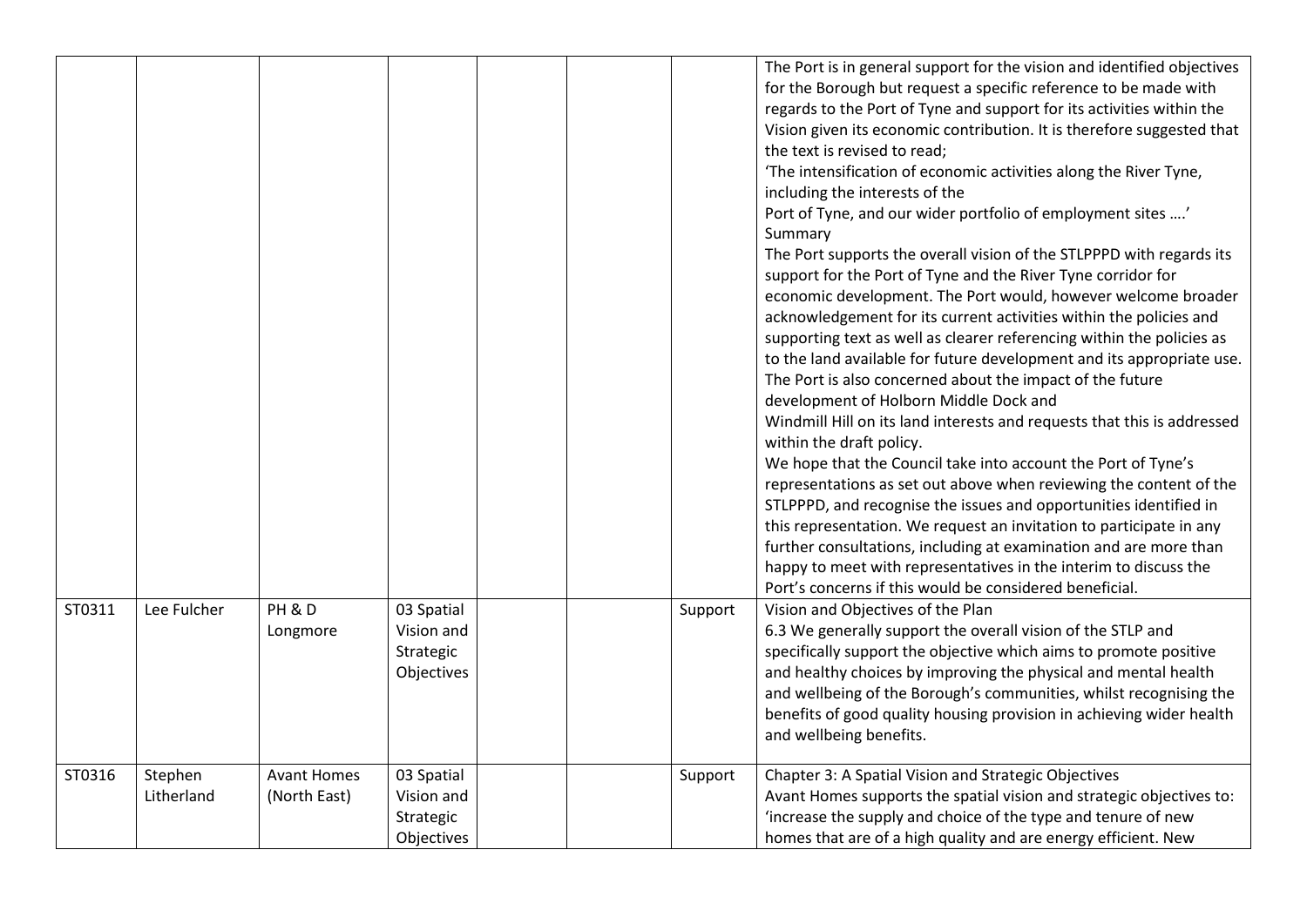| | | | | | | | |
|---|---|---|---|---|---|---|---|
| | | | | | | | The Port is in general support for the vision and identified objectives for the Borough but request a specific reference to be made with regards to the Port of Tyne and support for its activities within the Vision given its economic contribution. It is therefore suggested that the text is revised to read;<br>'The intensification of economic activities along the River Tyne, including the interests of the<br>Port of Tyne, and our wider portfolio of employment sites ….'<br>Summary<br>The Port supports the overall vision of the STLPPPD with regards its support for the Port of Tyne and the River Tyne corridor for economic development. The Port would, however welcome broader acknowledgement for its current activities within the policies and supporting text as well as clearer referencing within the policies as to the land available for future development and its appropriate use. The Port is also concerned about the impact of the future development of Holborn Middle Dock and<br>Windmill Hill on its land interests and requests that this is addressed within the draft policy.<br>We hope that the Council take into account the Port of Tyne's representations as set out above when reviewing the content of the STLPPPD, and recognise the issues and opportunities identified in this representation. We request an invitation to participate in any further consultations, including at examination and are more than happy to meet with representatives in the interim to discuss the Port's concerns if this would be considered beneficial. |
| ST0311 | Lee Fulcher | PH & D Longmore | 03 Spatial Vision and Strategic Objectives | | | Support | Vision and Objectives of the Plan<br>6.3 We generally support the overall vision of the STLP and specifically support the objective which aims to promote positive and healthy choices by improving the physical and mental health and wellbeing of the Borough's communities, whilst recognising the benefits of good quality housing provision in achieving wider health and wellbeing benefits. |
| ST0316 | Stephen Litherland | Avant Homes (North East) | 03 Spatial Vision and Strategic Objectives | | | Support | Chapter 3: A Spatial Vision and Strategic Objectives<br>Avant Homes supports the spatial vision and strategic objectives to: 'increase the supply and choice of the type and tenure of new homes that are of a high quality and are energy efficient. New |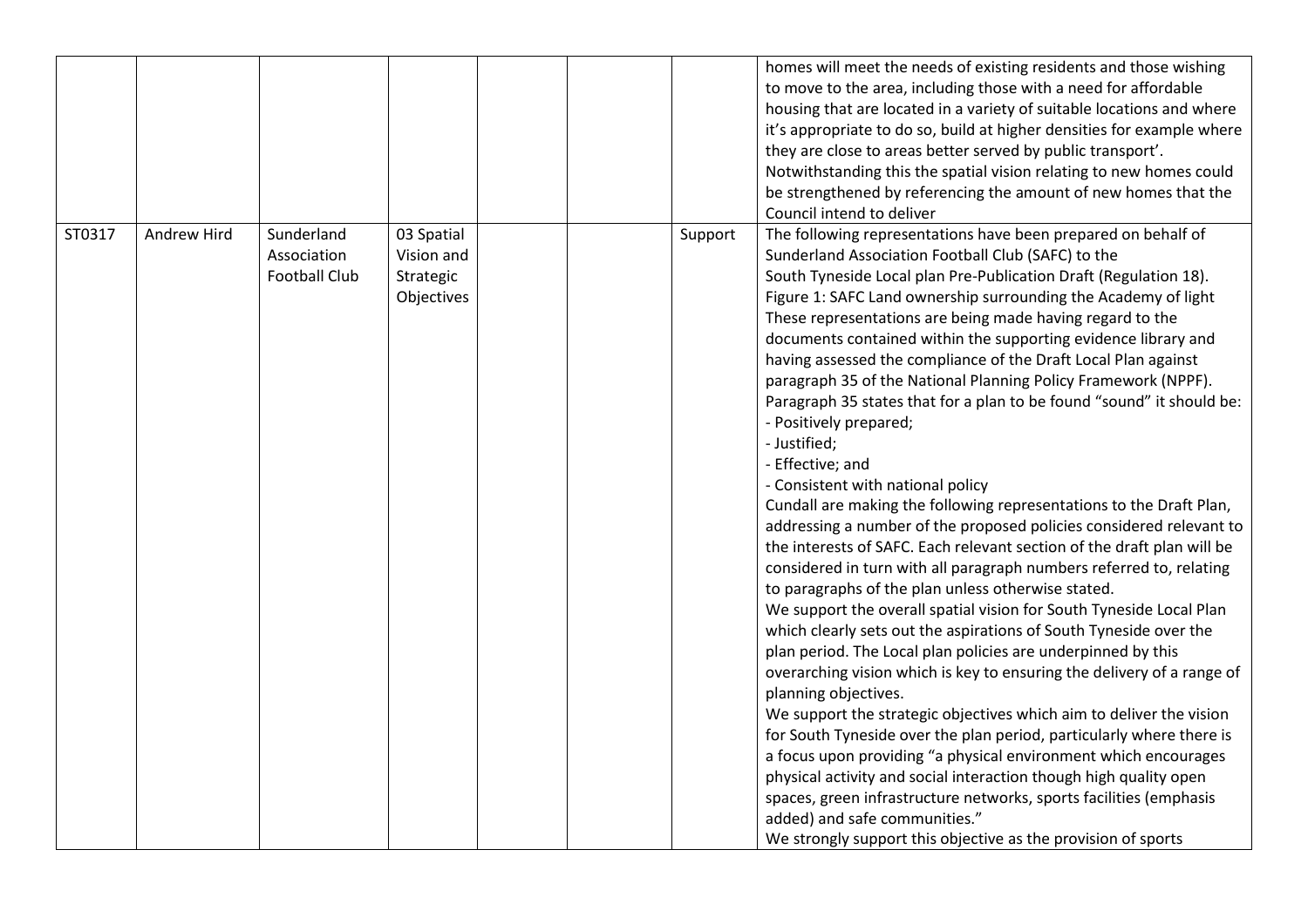|  |  |  |  |  |  |  |  |
|---|---|---|---|---|---|---|---|
|  |  |  |  |  |  |  | homes will meet the needs of existing residents and those wishing to move to the area, including those with a need for affordable housing that are located in a variety of suitable locations and where it's appropriate to do so, build at higher densities for example where they are close to areas better served by public transport'.<br>Notwithstanding this the spatial vision relating to new homes could be strengthened by referencing the amount of new homes that the Council intend to deliver |
| ST0317 | Andrew Hird | Sunderland Association Football Club | 03 Spatial Vision and Strategic Objectives |  |  | Support | The following representations have been prepared on behalf of Sunderland Association Football Club (SAFC) to the South Tyneside Local plan Pre-Publication Draft (Regulation 18).<br>Figure 1: SAFC Land ownership surrounding the Academy of light<br>These representations are being made having regard to the documents contained within the supporting evidence library and having assessed the compliance of the Draft Local Plan against paragraph 35 of the National Planning Policy Framework (NPPF).<br>Paragraph 35 states that for a plan to be found "sound" it should be:<br>- Positively prepared;<br>- Justified;<br>- Effective; and<br>- Consistent with national policy<br>Cundall are making the following representations to the Draft Plan, addressing a number of the proposed policies considered relevant to the interests of SAFC. Each relevant section of the draft plan will be considered in turn with all paragraph numbers referred to, relating to paragraphs of the plan unless otherwise stated.<br>We support the overall spatial vision for South Tyneside Local Plan which clearly sets out the aspirations of South Tyneside over the plan period. The Local plan policies are underpinned by this overarching vision which is key to ensuring the delivery of a range of planning objectives.<br>We support the strategic objectives which aim to deliver the vision for South Tyneside over the plan period, particularly where there is a focus upon providing "a physical environment which encourages physical activity and social interaction though high quality open spaces, green infrastructure networks, sports facilities (emphasis added) and safe communities."<br>We strongly support this objective as the provision of sports |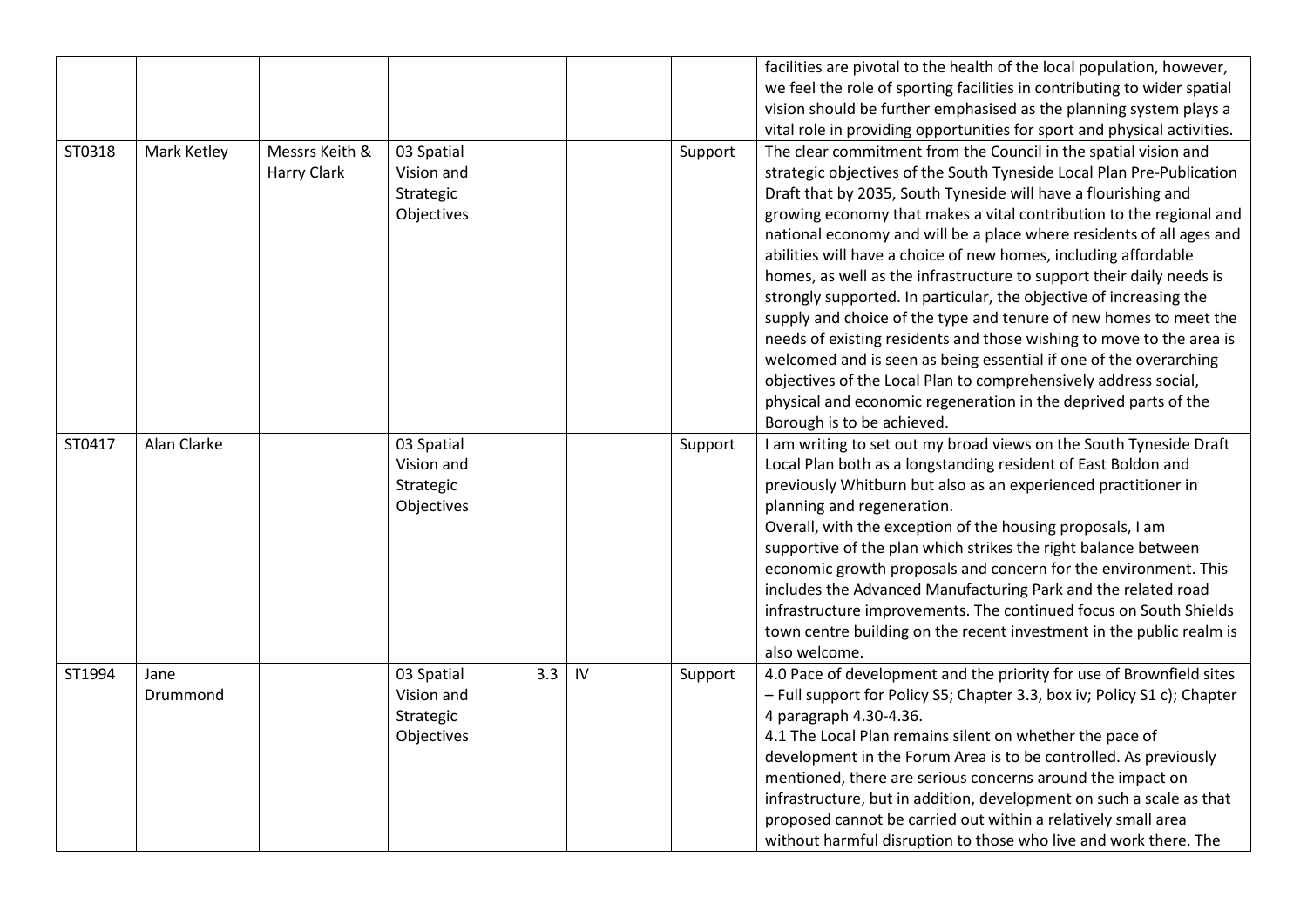| | | | | | | | |
|---|---|---|---|---|---|---|---|
| | | | | | | | facilities are pivotal to the health of the local population, however, we feel the role of sporting facilities in contributing to wider spatial vision should be further emphasised as the planning system plays a vital role in providing opportunities for sport and physical activities. |
| ST0318 | Mark Ketley | Messrs Keith & Harry Clark | 03 Spatial Vision and Strategic Objectives | | | Support | The clear commitment from the Council in the spatial vision and strategic objectives of the South Tyneside Local Plan Pre-Publication Draft that by 2035, South Tyneside will have a flourishing and growing economy that makes a vital contribution to the regional and national economy and will be a place where residents of all ages and abilities will have a choice of new homes, including affordable homes, as well as the infrastructure to support their daily needs is strongly supported. In particular, the objective of increasing the supply and choice of the type and tenure of new homes to meet the needs of existing residents and those wishing to move to the area is welcomed and is seen as being essential if one of the overarching objectives of the Local Plan to comprehensively address social, physical and economic regeneration in the deprived parts of the Borough is to be achieved. |
| ST0417 | Alan Clarke | | 03 Spatial Vision and Strategic Objectives | | | Support | I am writing to set out my broad views on the South Tyneside Draft Local Plan both as a longstanding resident of East Boldon and previously Whitburn but also as an experienced practitioner in planning and regeneration.<br>Overall, with the exception of the housing proposals, I am supportive of the plan which strikes the right balance between economic growth proposals and concern for the environment. This includes the Advanced Manufacturing Park and the related road infrastructure improvements. The continued focus on South Shields town centre building on the recent investment in the public realm is also welcome. |
| ST1994 | Jane Drummond | | 03 Spatial Vision and Strategic Objectives | 3.3 | IV | Support | 4.0 Pace of development and the priority for use of Brownfield sites – Full support for Policy S5; Chapter 3.3, box iv; Policy S1 c); Chapter 4 paragraph 4.30-4.36.<br>4.1 The Local Plan remains silent on whether the pace of development in the Forum Area is to be controlled. As previously mentioned, there are serious concerns around the impact on infrastructure, but in addition, development on such a scale as that proposed cannot be carried out within a relatively small area without harmful disruption to those who live and work there. The |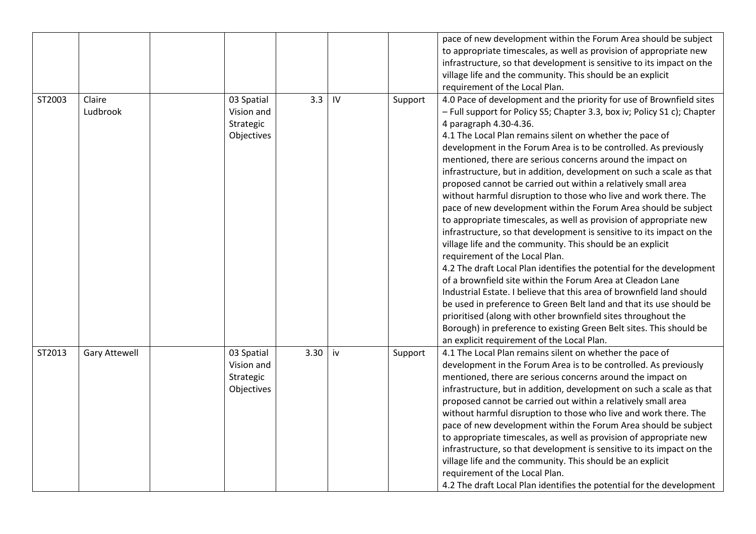| | | | | | | | |
|---|---|---|---|---|---|---|---|
| | | | | | | | pace of new development within the Forum Area should be subject to appropriate timescales, as well as provision of appropriate new infrastructure, so that development is sensitive to its impact on the village life and the community. This should be an explicit requirement of the Local Plan. |
| ST2003 | Claire Ludbrook | | 03 Spatial Vision and Strategic Objectives | 3.3 | IV | Support | 4.0 Pace of development and the priority for use of Brownfield sites – Full support for Policy S5; Chapter 3.3, box iv; Policy S1 c); Chapter 4 paragraph 4.30-4.36.<br>4.1 The Local Plan remains silent on whether the pace of development in the Forum Area is to be controlled. As previously mentioned, there are serious concerns around the impact on infrastructure, but in addition, development on such a scale as that proposed cannot be carried out within a relatively small area without harmful disruption to those who live and work there. The pace of new development within the Forum Area should be subject to appropriate timescales, as well as provision of appropriate new infrastructure, so that development is sensitive to its impact on the village life and the community. This should be an explicit requirement of the Local Plan.<br>4.2 The draft Local Plan identifies the potential for the development of a brownfield site within the Forum Area at Cleadon Lane Industrial Estate. I believe that this area of brownfield land should be used in preference to Green Belt land and that its use should be prioritised (along with other brownfield sites throughout the Borough) in preference to existing Green Belt sites. This should be an explicit requirement of the Local Plan. |
| ST2013 | Gary Attewell | | 03 Spatial Vision and Strategic Objectives | 3.30 | iv | Support | 4.1 The Local Plan remains silent on whether the pace of development in the Forum Area is to be controlled. As previously mentioned, there are serious concerns around the impact on infrastructure, but in addition, development on such a scale as that proposed cannot be carried out within a relatively small area without harmful disruption to those who live and work there. The pace of new development within the Forum Area should be subject to appropriate timescales, as well as provision of appropriate new infrastructure, so that development is sensitive to its impact on the village life and the community. This should be an explicit requirement of the Local Plan.<br>4.2 The draft Local Plan identifies the potential for the development |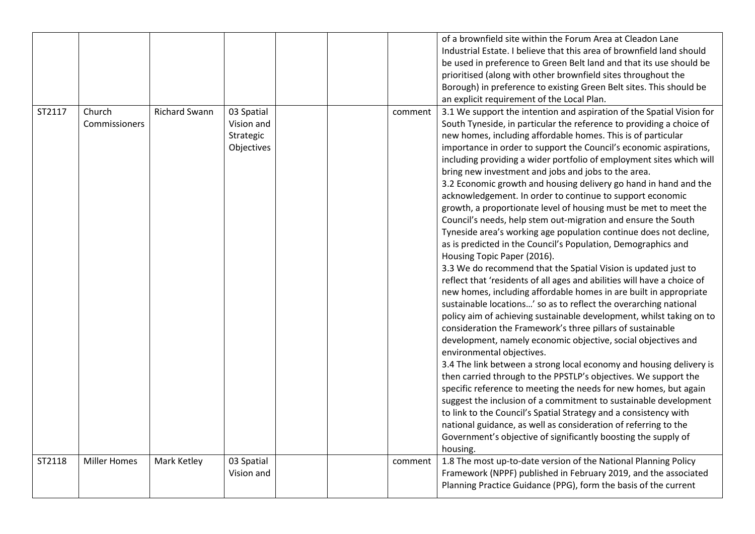| | | | | | | | |
|---|---|---|---|---|---|---|---|
| | | | | | | | of a brownfield site within the Forum Area at Cleadon Lane Industrial Estate. I believe that this area of brownfield land should be used in preference to Green Belt land and that its use should be prioritised (along with other brownfield sites throughout the Borough) in preference to existing Green Belt sites. This should be an explicit requirement of the Local Plan. |
| ST2117 | Church Commissioners | Richard Swann | 03 Spatial Vision and Strategic Objectives | | | comment | 3.1 We support the intention and aspiration of the Spatial Vision for South Tyneside, in particular the reference to providing a choice of new homes, including affordable homes. This is of particular importance in order to support the Council's economic aspirations, including providing a wider portfolio of employment sites which will bring new investment and jobs and jobs to the area.<br>3.2 Economic growth and housing delivery go hand in hand and the acknowledgement. In order to continue to support economic growth, a proportionate level of housing must be met to meet the Council's needs, help stem out-migration and ensure the South Tyneside area's working age population continue does not decline, as is predicted in the Council's Population, Demographics and Housing Topic Paper (2016).<br>3.3 We do recommend that the Spatial Vision is updated just to reflect that 'residents of all ages and abilities will have a choice of new homes, including affordable homes in are built in appropriate sustainable locations…' so as to reflect the overarching national policy aim of achieving sustainable development, whilst taking on to consideration the Framework's three pillars of sustainable development, namely economic objective, social objectives and environmental objectives.<br>3.4 The link between a strong local economy and housing delivery is then carried through to the PPSTLP's objectives. We support the specific reference to meeting the needs for new homes, but again suggest the inclusion of a commitment to sustainable development to link to the Council's Spatial Strategy and a consistency with national guidance, as well as consideration of referring to the Government's objective of significantly boosting the supply of housing. |
| ST2118 | Miller Homes | Mark Ketley | 03 Spatial Vision and | | | comment | 1.8 The most up-to-date version of the National Planning Policy Framework (NPPF) published in February 2019, and the associated Planning Practice Guidance (PPG), form the basis of the current |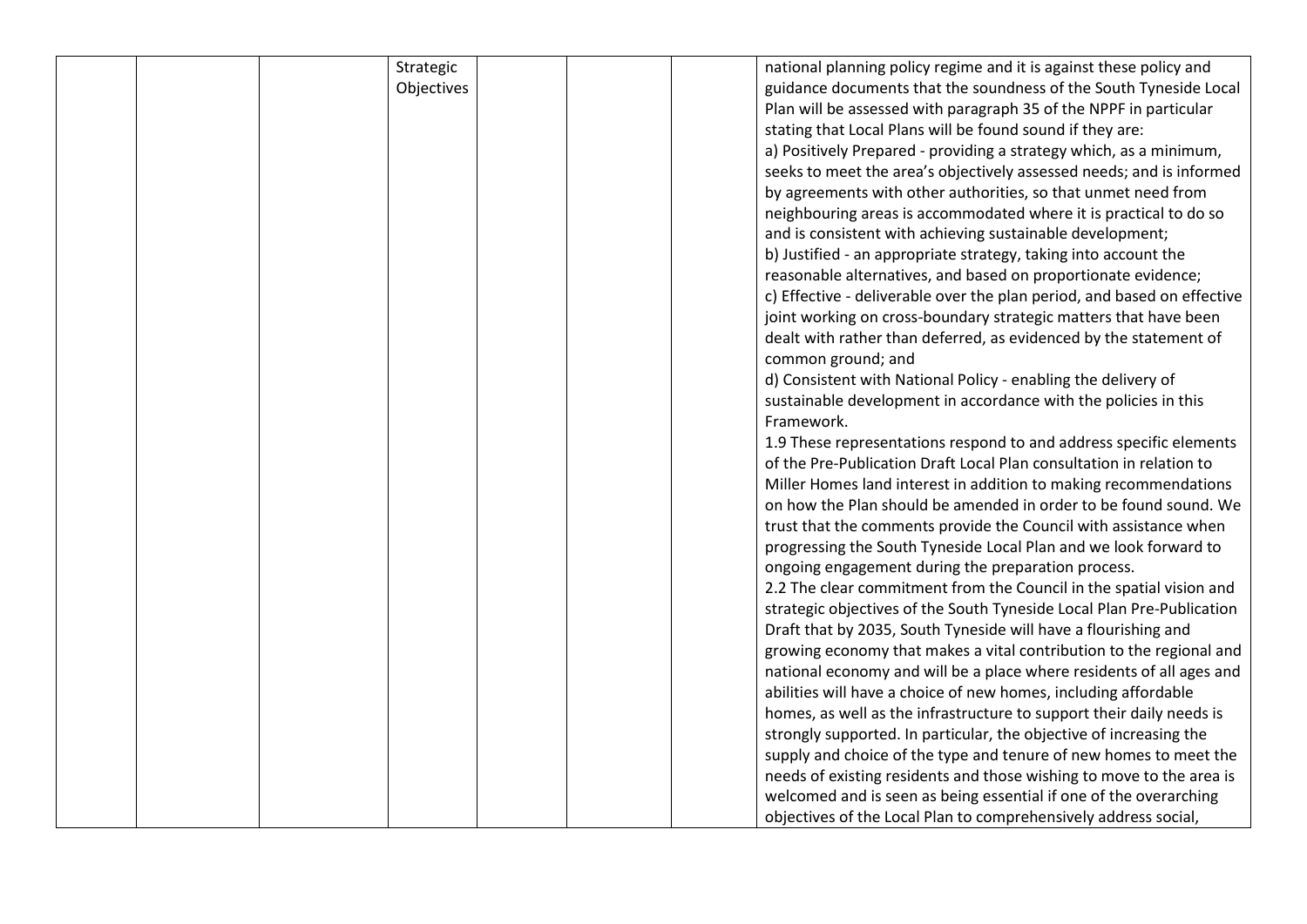| | | | | | | | |
|---|---|---|---|---|---|---|---|
| | | | Strategic Objectives | | | | national planning policy regime and it is against these policy and guidance documents that the soundness of the South Tyneside Local Plan will be assessed with paragraph 35 of the NPPF in particular stating that Local Plans will be found sound if they are:<br>a) Positively Prepared - providing a strategy which, as a minimum, seeks to meet the area's objectively assessed needs; and is informed by agreements with other authorities, so that unmet need from neighbouring areas is accommodated where it is practical to do so and is consistent with achieving sustainable development;<br>b) Justified - an appropriate strategy, taking into account the reasonable alternatives, and based on proportionate evidence;<br>c) Effective - deliverable over the plan period, and based on effective joint working on cross-boundary strategic matters that have been dealt with rather than deferred, as evidenced by the statement of common ground; and<br>d) Consistent with National Policy - enabling the delivery of sustainable development in accordance with the policies in this Framework.<br>1.9 These representations respond to and address specific elements of the Pre-Publication Draft Local Plan consultation in relation to Miller Homes land interest in addition to making recommendations on how the Plan should be amended in order to be found sound. We trust that the comments provide the Council with assistance when progressing the South Tyneside Local Plan and we look forward to ongoing engagement during the preparation process.<br>2.2 The clear commitment from the Council in the spatial vision and strategic objectives of the South Tyneside Local Plan Pre-Publication Draft that by 2035, South Tyneside will have a flourishing and growing economy that makes a vital contribution to the regional and national economy and will be a place where residents of all ages and abilities will have a choice of new homes, including affordable homes, as well as the infrastructure to support their daily needs is strongly supported. In particular, the objective of increasing the supply and choice of the type and tenure of new homes to meet the needs of existing residents and those wishing to move to the area is welcomed and is seen as being essential if one of the overarching objectives of the Local Plan to comprehensively address social, |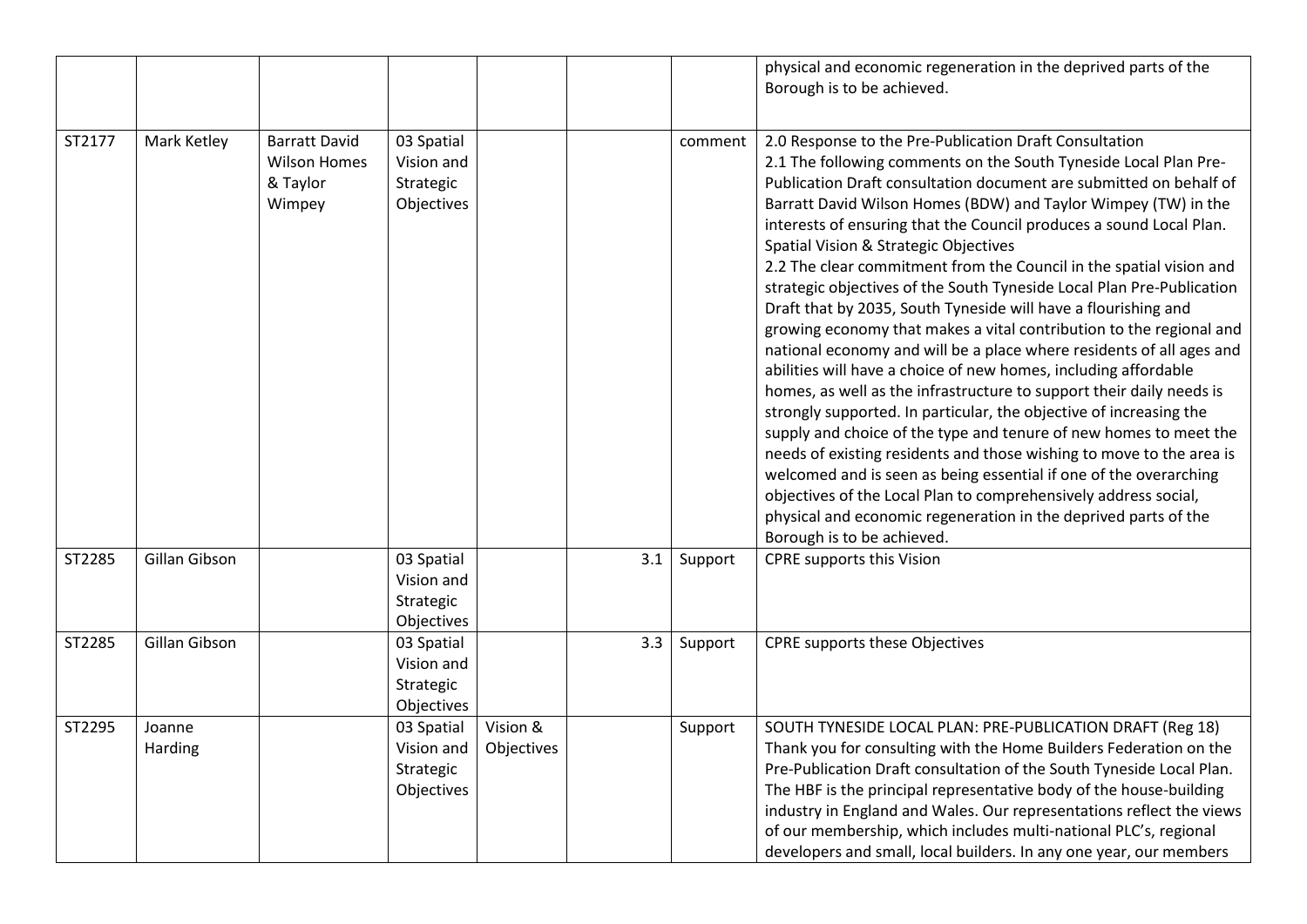|  |  |  |  |  |  |  |  |
|---|---|---|---|---|---|---|---|
|  |  |  |  |  |  |  | physical and economic regeneration in the deprived parts of the Borough is to be achieved. |
| ST2177 | Mark Ketley | Barratt David Wilson Homes & Taylor Wimpey | 03 Spatial Vision and Strategic Objectives |  |  | comment | 2.0 Response to the Pre-Publication Draft Consultation<br>2.1 The following comments on the South Tyneside Local Plan Pre-Publication Draft consultation document are submitted on behalf of Barratt David Wilson Homes (BDW) and Taylor Wimpey (TW) in the interests of ensuring that the Council produces a sound Local Plan.<br>Spatial Vision & Strategic Objectives<br>2.2 The clear commitment from the Council in the spatial vision and strategic objectives of the South Tyneside Local Plan Pre-Publication Draft that by 2035, South Tyneside will have a flourishing and growing economy that makes a vital contribution to the regional and national economy and will be a place where residents of all ages and abilities will have a choice of new homes, including affordable homes, as well as the infrastructure to support their daily needs is strongly supported. In particular, the objective of increasing the supply and choice of the type and tenure of new homes to meet the needs of existing residents and those wishing to move to the area is welcomed and is seen as being essential if one of the overarching objectives of the Local Plan to comprehensively address social, physical and economic regeneration in the deprived parts of the Borough is to be achieved. |
| ST2285 | Gillan Gibson |  | 03 Spatial Vision and Strategic Objectives |  | 3.1 | Support | CPRE supports this Vision |
| ST2285 | Gillan Gibson |  | 03 Spatial Vision and Strategic Objectives |  | 3.3 | Support | CPRE supports these Objectives |
| ST2295 | Joanne Harding |  | 03 Spatial Vision and Strategic Objectives | Vision & Objectives |  | Support | SOUTH TYNESIDE LOCAL PLAN: PRE-PUBLICATION DRAFT (Reg 18)<br>Thank you for consulting with the Home Builders Federation on the Pre-Publication Draft consultation of the South Tyneside Local Plan. The HBF is the principal representative body of the house-building industry in England and Wales. Our representations reflect the views of our membership, which includes multi-national PLC's, regional developers and small, local builders. In any one year, our members |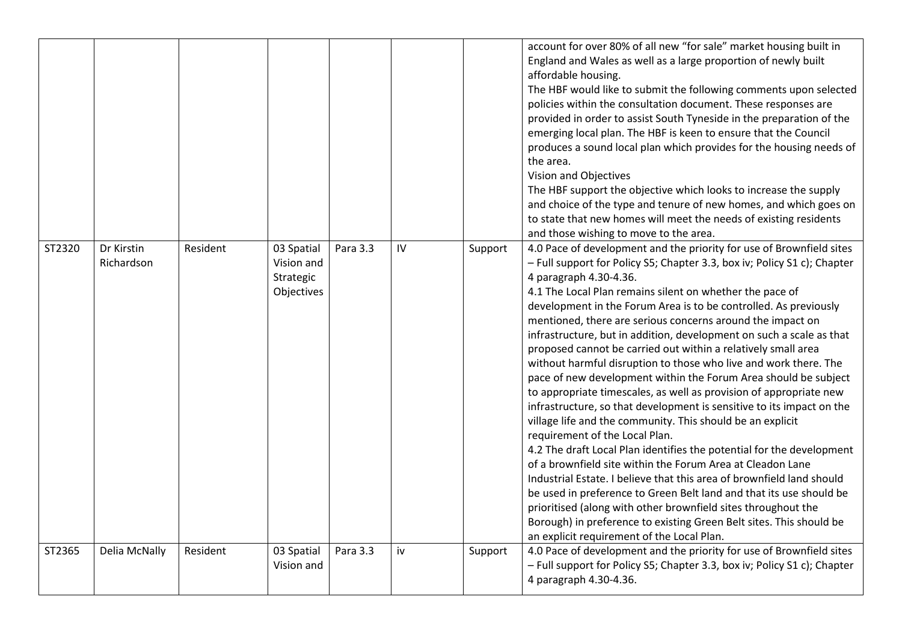| | | | | | | | |
|---|---|---|---|---|---|---|---|
| | | | | | | | account for over 80% of all new "for sale" market housing built in England and Wales as well as a large proportion of newly built affordable housing.<br>The HBF would like to submit the following comments upon selected policies within the consultation document. These responses are provided in order to assist South Tyneside in the preparation of the emerging local plan. The HBF is keen to ensure that the Council produces a sound local plan which provides for the housing needs of the area.<br>Vision and Objectives<br>The HBF support the objective which looks to increase the supply and choice of the type and tenure of new homes, and which goes on to state that new homes will meet the needs of existing residents and those wishing to move to the area. |
| ST2320 | Dr Kirstin Richardson | Resident | 03 Spatial Vision and Strategic Objectives | Para 3.3 | IV | Support | 4.0 Pace of development and the priority for use of Brownfield sites – Full support for Policy S5; Chapter 3.3, box iv; Policy S1 c); Chapter 4 paragraph 4.30-4.36.<br>4.1 The Local Plan remains silent on whether the pace of development in the Forum Area is to be controlled. As previously mentioned, there are serious concerns around the impact on infrastructure, but in addition, development on such a scale as that proposed cannot be carried out within a relatively small area without harmful disruption to those who live and work there. The pace of new development within the Forum Area should be subject to appropriate timescales, as well as provision of appropriate new infrastructure, so that development is sensitive to its impact on the village life and the community. This should be an explicit requirement of the Local Plan.<br>4.2 The draft Local Plan identifies the potential for the development of a brownfield site within the Forum Area at Cleadon Lane Industrial Estate. I believe that this area of brownfield land should be used in preference to Green Belt land and that its use should be prioritised (along with other brownfield sites throughout the Borough) in preference to existing Green Belt sites. This should be an explicit requirement of the Local Plan. |
| ST2365 | Delia McNally | Resident | 03 Spatial Vision and | Para 3.3 | iv | Support | 4.0 Pace of development and the priority for use of Brownfield sites – Full support for Policy S5; Chapter 3.3, box iv; Policy S1 c); Chapter 4 paragraph 4.30-4.36. |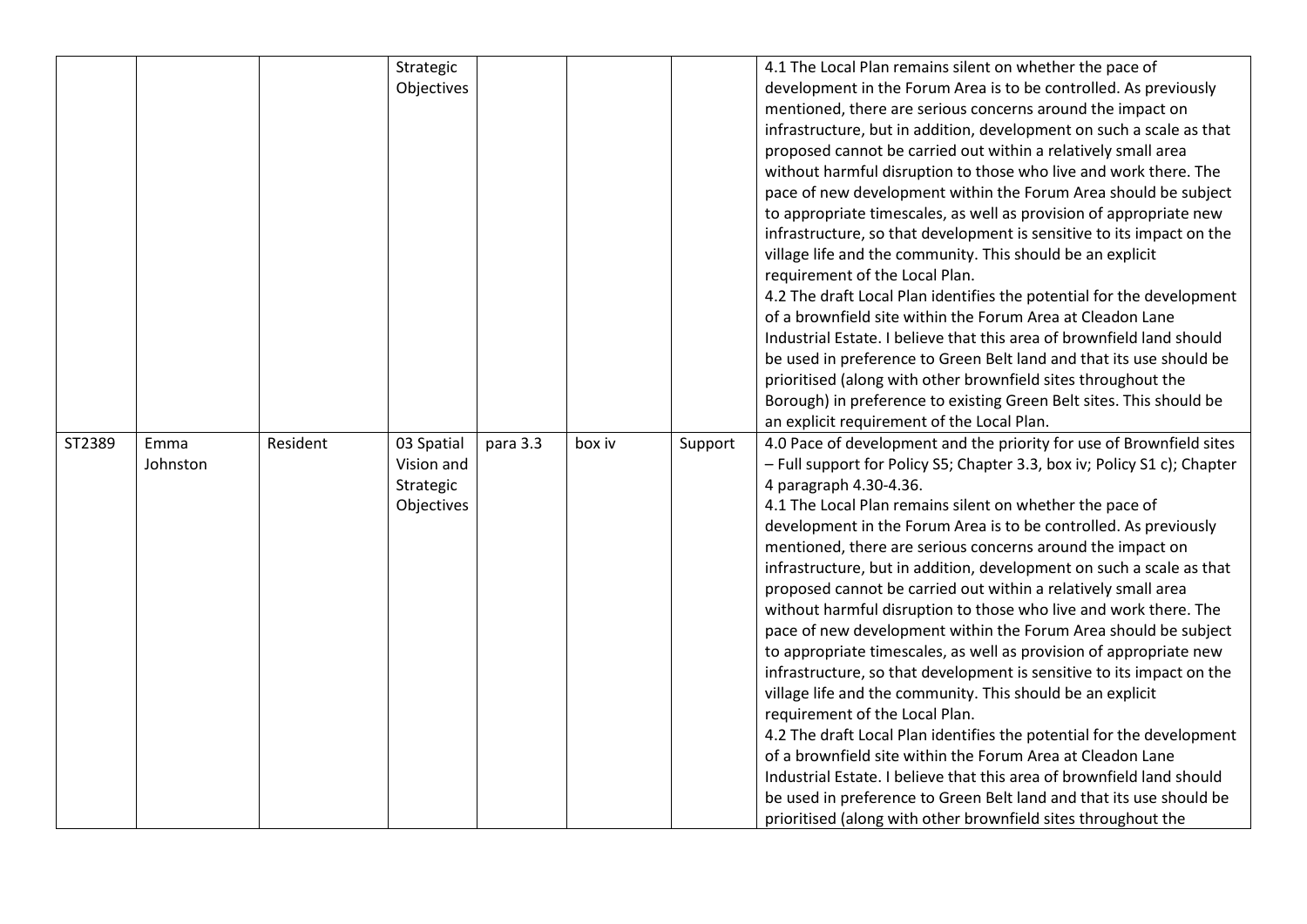| | | | Strategic Objectives | | | | 4.1 The Local Plan remains silent on whether the pace of development in the Forum Area is to be controlled. As previously mentioned, there are serious concerns around the impact on infrastructure, but in addition, development on such a scale as that proposed cannot be carried out within a relatively small area without harmful disruption to those who live and work there. The pace of new development within the Forum Area should be subject to appropriate timescales, as well as provision of appropriate new infrastructure, so that development is sensitive to its impact on the village life and the community. This should be an explicit requirement of the Local Plan.<br>4.2 The draft Local Plan identifies the potential for the development of a brownfield site within the Forum Area at Cleadon Lane Industrial Estate. I believe that this area of brownfield land should be used in preference to Green Belt land and that its use should be prioritised (along with other brownfield sites throughout the Borough) in preference to existing Green Belt sites. This should be an explicit requirement of the Local Plan. |
|---|---|---|---|---|---|---|---|
| ST2389 | Emma Johnston | Resident | 03 Spatial Vision and Strategic Objectives | para 3.3 | box iv | Support | 4.0 Pace of development and the priority for use of Brownfield sites – Full support for Policy S5; Chapter 3.3, box iv; Policy S1 c); Chapter 4 paragraph 4.30-4.36.<br>4.1 The Local Plan remains silent on whether the pace of development in the Forum Area is to be controlled. As previously mentioned, there are serious concerns around the impact on infrastructure, but in addition, development on such a scale as that proposed cannot be carried out within a relatively small area without harmful disruption to those who live and work there. The pace of new development within the Forum Area should be subject to appropriate timescales, as well as provision of appropriate new infrastructure, so that development is sensitive to its impact on the village life and the community. This should be an explicit requirement of the Local Plan.<br>4.2 The draft Local Plan identifies the potential for the development of a brownfield site within the Forum Area at Cleadon Lane Industrial Estate. I believe that this area of brownfield land should be used in preference to Green Belt land and that its use should be prioritised (along with other brownfield sites throughout the |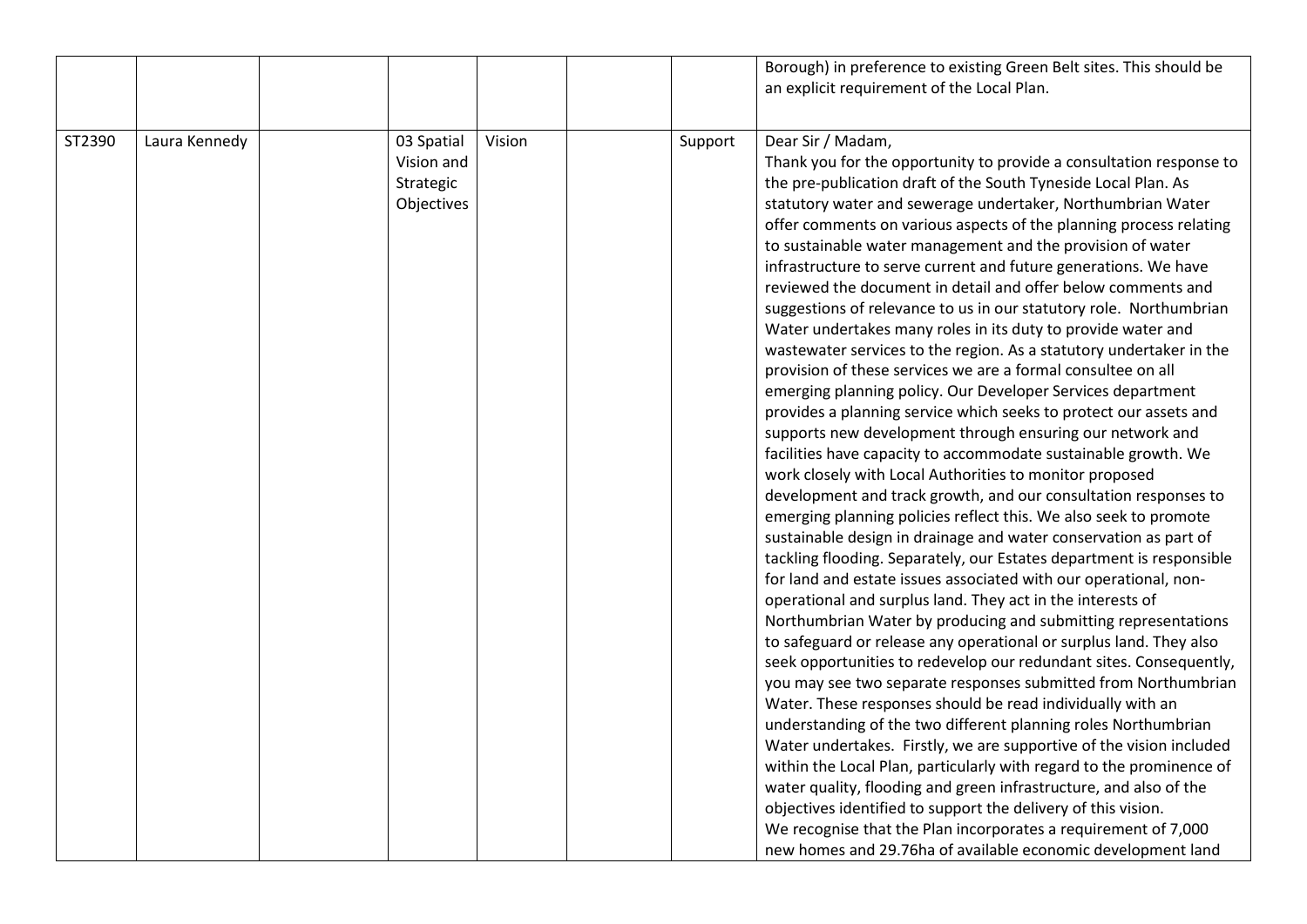| | | | | | | | |
|---|---|---|---|---|---|---|---|
| | | | | | | | Borough) in preference to existing Green Belt sites. This should be an explicit requirement of the Local Plan. |
| ST2390 | Laura Kennedy | | 03 Spatial Vision and Strategic Objectives | Vision | | Support | Dear Sir / Madam,<br>Thank you for the opportunity to provide a consultation response to the pre-publication draft of the South Tyneside Local Plan. As statutory water and sewerage undertaker, Northumbrian Water offer comments on various aspects of the planning process relating to sustainable water management and the provision of water infrastructure to serve current and future generations. We have reviewed the document in detail and offer below comments and suggestions of relevance to us in our statutory role. Northumbrian Water undertakes many roles in its duty to provide water and wastewater services to the region. As a statutory undertaker in the provision of these services we are a formal consultee on all emerging planning policy. Our Developer Services department provides a planning service which seeks to protect our assets and supports new development through ensuring our network and facilities have capacity to accommodate sustainable growth. We work closely with Local Authorities to monitor proposed development and track growth, and our consultation responses to emerging planning policies reflect this. We also seek to promote sustainable design in drainage and water conservation as part of tackling flooding. Separately, our Estates department is responsible for land and estate issues associated with our operational, non-operational and surplus land. They act in the interests of Northumbrian Water by producing and submitting representations to safeguard or release any operational or surplus land. They also seek opportunities to redevelop our redundant sites. Consequently, you may see two separate responses submitted from Northumbrian Water. These responses should be read individually with an understanding of the two different planning roles Northumbrian Water undertakes. Firstly, we are supportive of the vision included within the Local Plan, particularly with regard to the prominence of water quality, flooding and green infrastructure, and also of the objectives identified to support the delivery of this vision.<br>We recognise that the Plan incorporates a requirement of 7,000 new homes and 29.76ha of available economic development land |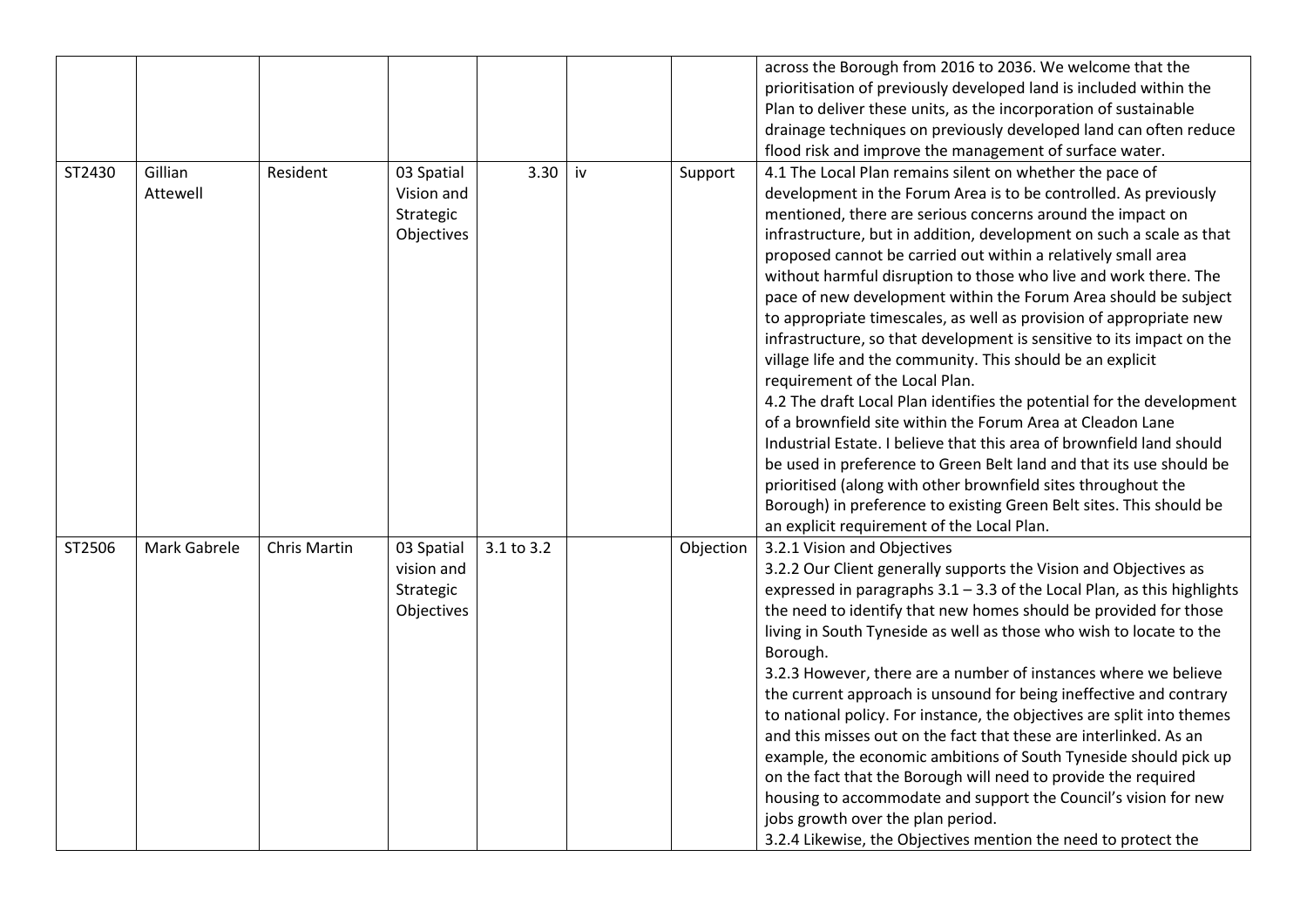| | | | | | | | |
|---|---|---|---|---|---|---|---|
| | | | | | | | across the Borough from 2016 to 2036. We welcome that the prioritisation of previously developed land is included within the Plan to deliver these units, as the incorporation of sustainable drainage techniques on previously developed land can often reduce flood risk and improve the management of surface water. |
| ST2430 | Gillian Attewell | Resident | 03 Spatial Vision and Strategic Objectives | 3.30 | iv | Support | 4.1 The Local Plan remains silent on whether the pace of development in the Forum Area is to be controlled. As previously mentioned, there are serious concerns around the impact on infrastructure, but in addition, development on such a scale as that proposed cannot be carried out within a relatively small area without harmful disruption to those who live and work there. The pace of new development within the Forum Area should be subject to appropriate timescales, as well as provision of appropriate new infrastructure, so that development is sensitive to its impact on the village life and the community. This should be an explicit requirement of the Local Plan.<br>4.2 The draft Local Plan identifies the potential for the development of a brownfield site within the Forum Area at Cleadon Lane Industrial Estate. I believe that this area of brownfield land should be used in preference to Green Belt land and that its use should be prioritised (along with other brownfield sites throughout the Borough) in preference to existing Green Belt sites. This should be an explicit requirement of the Local Plan. |
| ST2506 | Mark Gabrele | Chris Martin | 03 Spatial vision and Strategic Objectives | 3.1 to 3.2 | | Objection | 3.2.1 Vision and Objectives<br>3.2.2 Our Client generally supports the Vision and Objectives as expressed in paragraphs 3.1 – 3.3 of the Local Plan, as this highlights the need to identify that new homes should be provided for those living in South Tyneside as well as those who wish to locate to the Borough.<br>3.2.3 However, there are a number of instances where we believe the current approach is unsound for being ineffective and contrary to national policy. For instance, the objectives are split into themes and this misses out on the fact that these are interlinked. As an example, the economic ambitions of South Tyneside should pick up on the fact that the Borough will need to provide the required housing to accommodate and support the Council's vision for new jobs growth over the plan period.<br>3.2.4 Likewise, the Objectives mention the need to protect the |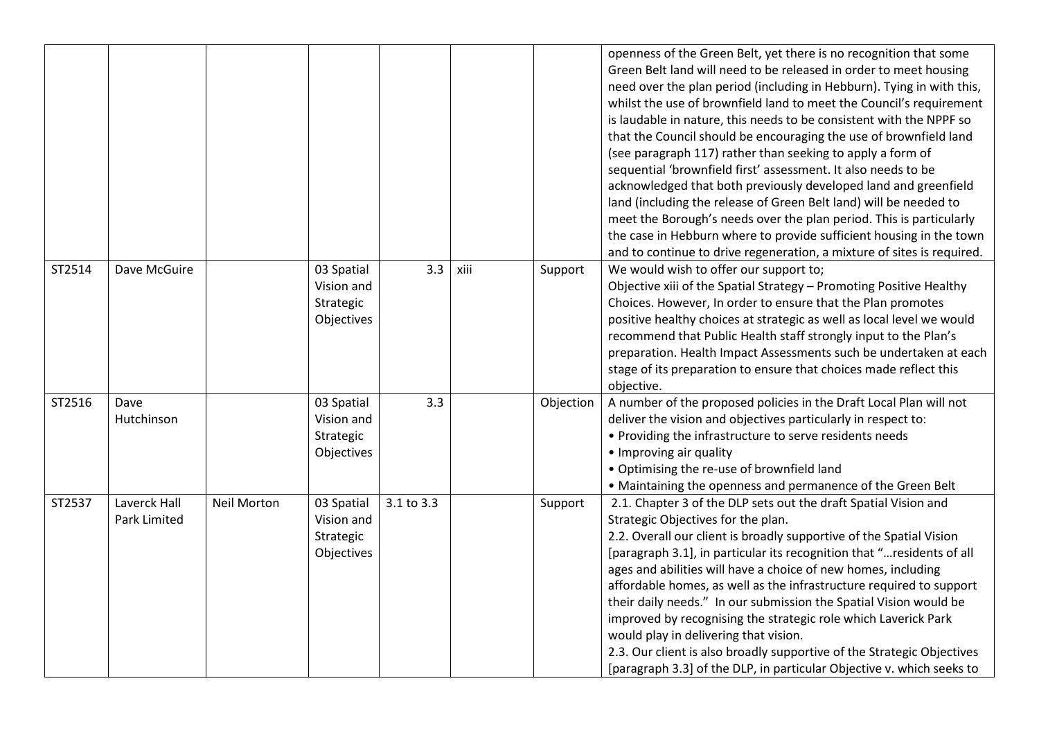|  |  |  |  |  |  |  |  |
|---|---|---|---|---|---|---|---|
|  |  |  |  |  |  |  | openness of the Green Belt, yet there is no recognition that some Green Belt land will need to be released in order to meet housing need over the plan period (including in Hebburn). Tying in with this, whilst the use of brownfield land to meet the Council's requirement is laudable in nature, this needs to be consistent with the NPPF so that the Council should be encouraging the use of brownfield land (see paragraph 117) rather than seeking to apply a form of sequential 'brownfield first' assessment. It also needs to be acknowledged that both previously developed land and greenfield land (including the release of Green Belt land) will be needed to meet the Borough's needs over the plan period. This is particularly the case in Hebburn where to provide sufficient housing in the town and to continue to drive regeneration, a mixture of sites is required. |
| ST2514 | Dave McGuire |  | 03 Spatial Vision and Strategic Objectives | 3.3 | xiii | Support | We would wish to offer our support to;<br>Objective xiii of the Spatial Strategy – Promoting Positive Healthy Choices. However, In order to ensure that the Plan promotes positive healthy choices at strategic as well as local level we would recommend that Public Health staff strongly input to the Plan's preparation. Health Impact Assessments such be undertaken at each stage of its preparation to ensure that choices made reflect this objective. |
| ST2516 | Dave Hutchinson |  | 03 Spatial Vision and Strategic Objectives | 3.3 |  | Objection | A number of the proposed policies in the Draft Local Plan will not deliver the vision and objectives particularly in respect to:<br>• Providing the infrastructure to serve residents needs<br>• Improving air quality<br>• Optimising the re-use of brownfield land<br>• Maintaining the openness and permanence of the Green Belt |
| ST2537 | Laverck Hall Park Limited | Neil Morton | 03 Spatial Vision and Strategic Objectives | 3.1 to 3.3 |  | Support | 2.1. Chapter 3 of the DLP sets out the draft Spatial Vision and Strategic Objectives for the plan.<br>2.2. Overall our client is broadly supportive of the Spatial Vision [paragraph 3.1], in particular its recognition that "…residents of all ages and abilities will have a choice of new homes, including affordable homes, as well as the infrastructure required to support their daily needs." In our submission the Spatial Vision would be improved by recognising the strategic role which Laverick Park would play in delivering that vision.<br>2.3. Our client is also broadly supportive of the Strategic Objectives [paragraph 3.3] of the DLP, in particular Objective v. which seeks to |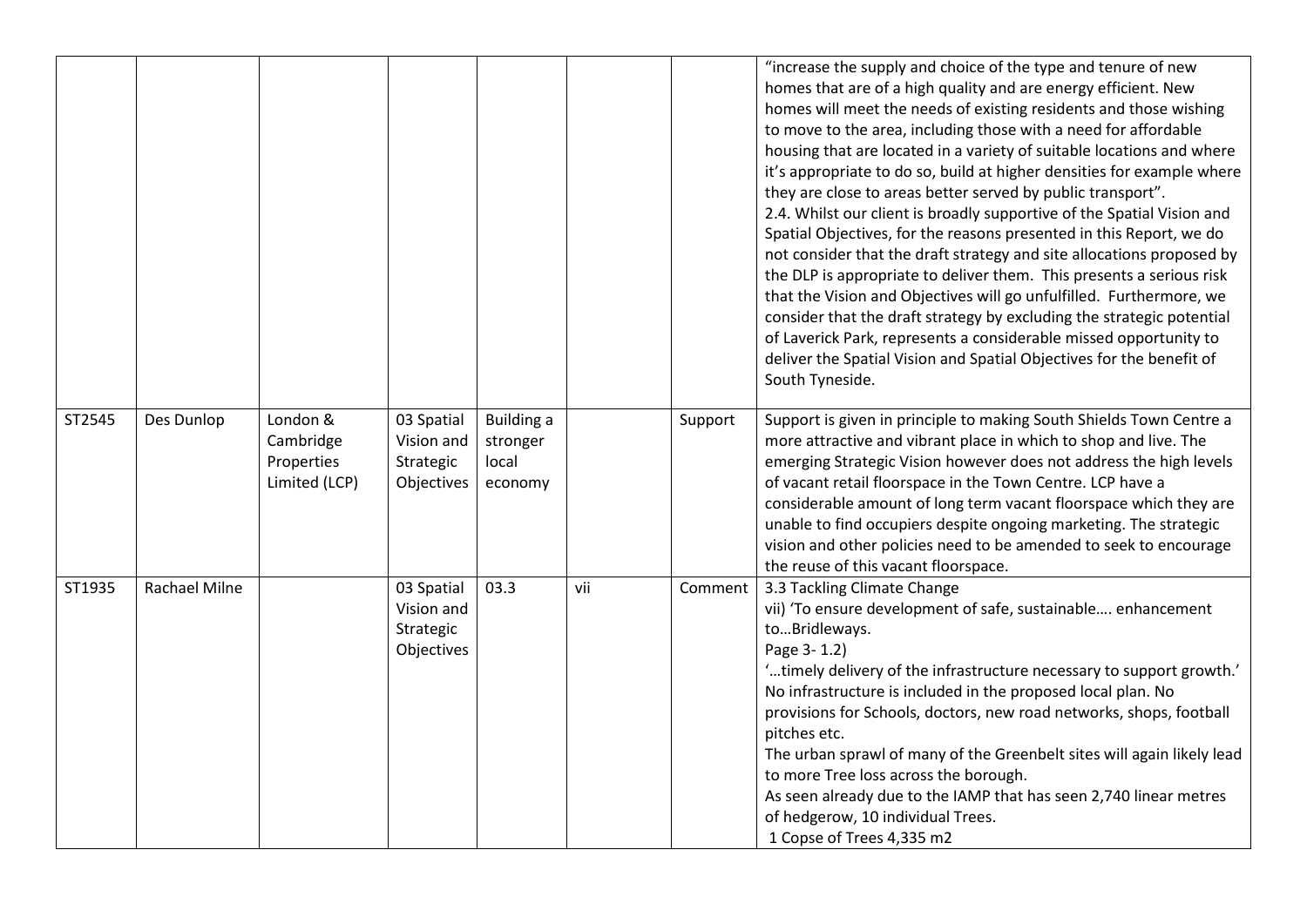|  |  |  |  |  |  |  |  |
|---|---|---|---|---|---|---|---|
|  |  |  |  |  |  |  | "increase the supply and choice of the type and tenure of new homes that are of a high quality and are energy efficient. New homes will meet the needs of existing residents and those wishing to move to the area, including those with a need for affordable housing that are located in a variety of suitable locations and where it's appropriate to do so, build at higher densities for example where they are close to areas better served by public transport".<br>2.4. Whilst our client is broadly supportive of the Spatial Vision and Spatial Objectives, for the reasons presented in this Report, we do not consider that the draft strategy and site allocations proposed by the DLP is appropriate to deliver them. This presents a serious risk that the Vision and Objectives will go unfulfilled. Furthermore, we consider that the draft strategy by excluding the strategic potential of Laverick Park, represents a considerable missed opportunity to deliver the Spatial Vision and Spatial Objectives for the benefit of South Tyneside. |
| ST2545 | Des Dunlop | London & Cambridge Properties Limited (LCP) | 03 Spatial Vision and Strategic Objectives | Building a stronger local economy |  | Support | Support is given in principle to making South Shields Town Centre a more attractive and vibrant place in which to shop and live. The emerging Strategic Vision however does not address the high levels of vacant retail floorspace in the Town Centre. LCP have a considerable amount of long term vacant floorspace which they are unable to find occupiers despite ongoing marketing. The strategic vision and other policies need to be amended to seek to encourage the reuse of this vacant floorspace. |
| ST1935 | Rachael Milne |  | 03 Spatial Vision and Strategic Objectives | 03.3 | vii | Comment | 3.3 Tackling Climate Change<br>vii) 'To ensure development of safe, sustainable…. enhancement to…Bridleways.<br>Page 3- 1.2)<br>'…timely delivery of the infrastructure necessary to support growth.'<br>No infrastructure is included in the proposed local plan. No provisions for Schools, doctors, new road networks, shops, football pitches etc.<br>The urban sprawl of many of the Greenbelt sites will again likely lead to more Tree loss across the borough.<br>As seen already due to the IAMP that has seen 2,740 linear metres of hedgerow, 10 individual Trees.<br>1 Copse of Trees 4,335 m2 |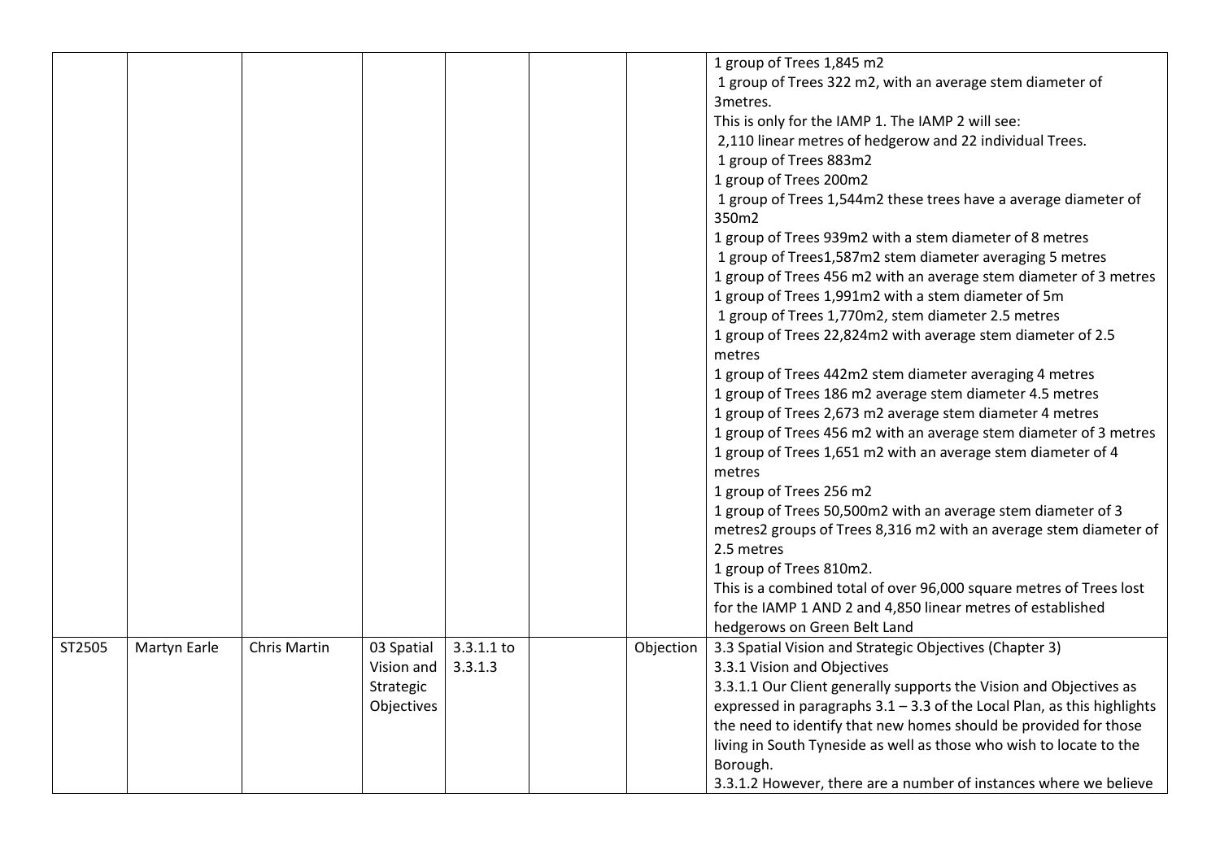|  |  |  |  |  |  |  |  |
|---|---|---|---|---|---|---|---|
|  |  |  |  |  |  |  | 1 group of Trees 1,845 m2<br>1 group of Trees 322 m2, with an average stem diameter of 3metres.<br>This is only for the IAMP 1. The IAMP 2 will see:<br>2,110 linear metres of hedgerow and 22 individual Trees.<br>1 group of Trees 883m2<br>1 group of Trees 200m2<br>1 group of Trees 1,544m2 these trees have a average diameter of 350m2<br>1 group of Trees 939m2 with a stem diameter of 8 metres<br>1 group of Trees1,587m2 stem diameter averaging 5 metres<br>1 group of Trees 456 m2 with an average stem diameter of 3 metres<br>1 group of Trees 1,991m2 with a stem diameter of 5m<br>1 group of Trees 1,770m2, stem diameter 2.5 metres<br>1 group of Trees 22,824m2 with average stem diameter of 2.5 metres<br>1 group of Trees 442m2 stem diameter averaging 4 metres<br>1 group of Trees 186 m2 average stem diameter 4.5 metres<br>1 group of Trees 2,673 m2 average stem diameter 4 metres<br>1 group of Trees 456 m2 with an average stem diameter of 3 metres<br>1 group of Trees 1,651 m2 with an average stem diameter of 4 metres<br>1 group of Trees 256 m2<br>1 group of Trees 50,500m2 with an average stem diameter of 3 metres2 groups of Trees 8,316 m2 with an average stem diameter of 2.5 metres<br>1 group of Trees 810m2.<br>This is a combined total of over 96,000 square metres of Trees lost for the IAMP 1 AND 2 and 4,850 linear metres of established hedgerows on Green Belt Land |
| ST2505 | Martyn Earle | Chris Martin | 03 Spatial Vision and Strategic Objectives | 3.3.1.1 to 3.3.1.3 |  | Objection | 3.3 Spatial Vision and Strategic Objectives (Chapter 3)<br>3.3.1 Vision and Objectives<br>3.3.1.1 Our Client generally supports the Vision and Objectives as expressed in paragraphs 3.1 – 3.3 of the Local Plan, as this highlights the need to identify that new homes should be provided for those living in South Tyneside as well as those who wish to locate to the Borough.<br>3.3.1.2 However, there are a number of instances where we believe |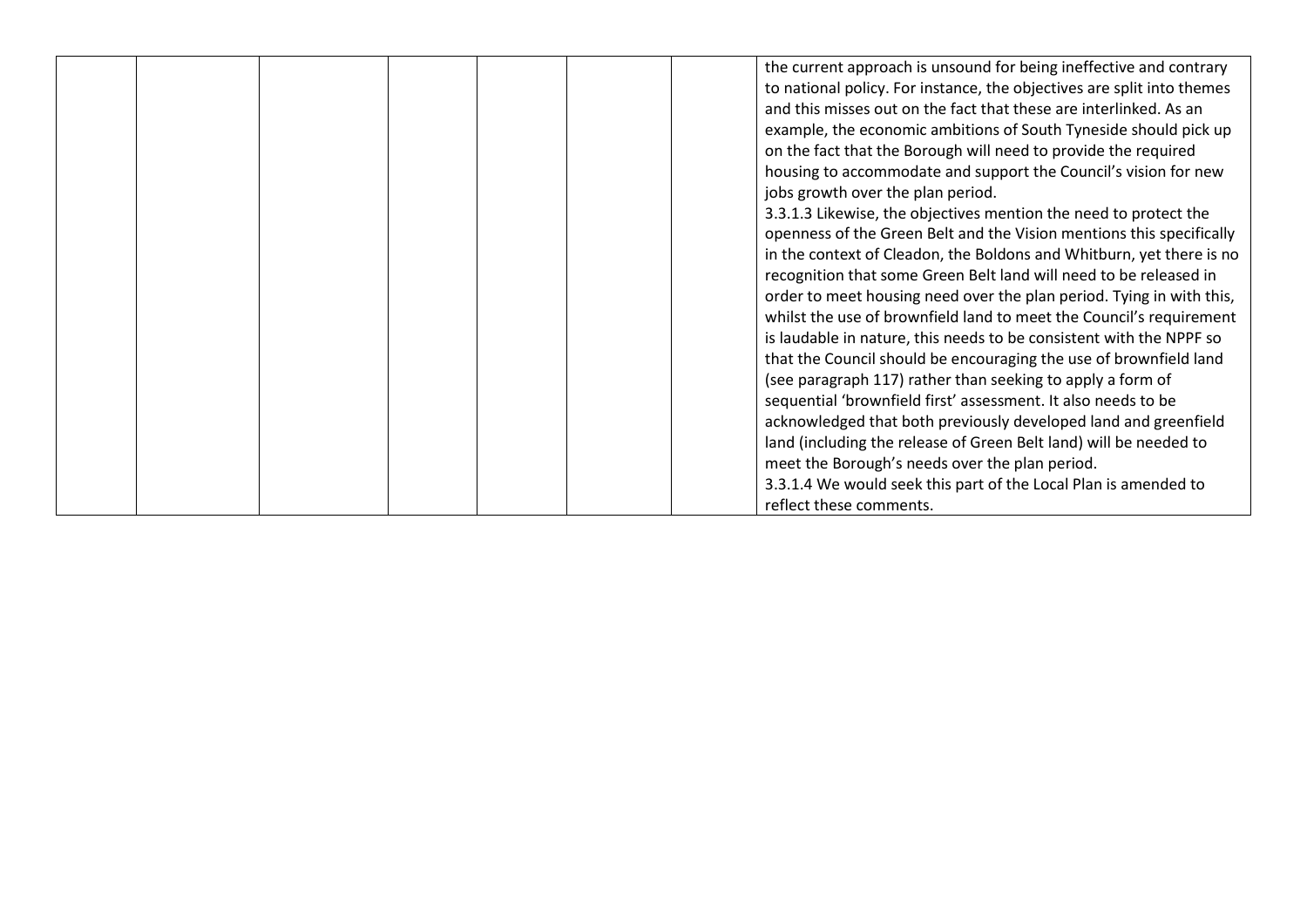| | | | | | | | |
|---|---|---|---|---|---|---|---|
| | | | | | | | the current approach is unsound for being ineffective and contrary to national policy. For instance, the objectives are split into themes and this misses out on the fact that these are interlinked. As an example, the economic ambitions of South Tyneside should pick up on the fact that the Borough will need to provide the required housing to accommodate and support the Council's vision for new jobs growth over the plan period.<br>3.3.1.3 Likewise, the objectives mention the need to protect the openness of the Green Belt and the Vision mentions this specifically in the context of Cleadon, the Boldons and Whitburn, yet there is no recognition that some Green Belt land will need to be released in order to meet housing need over the plan period. Tying in with this, whilst the use of brownfield land to meet the Council's requirement is laudable in nature, this needs to be consistent with the NPPF so that the Council should be encouraging the use of brownfield land (see paragraph 117) rather than seeking to apply a form of sequential 'brownfield first' assessment. It also needs to be acknowledged that both previously developed land and greenfield land (including the release of Green Belt land) will be needed to meet the Borough's needs over the plan period.<br>3.3.1.4 We would seek this part of the Local Plan is amended to reflect these comments. |